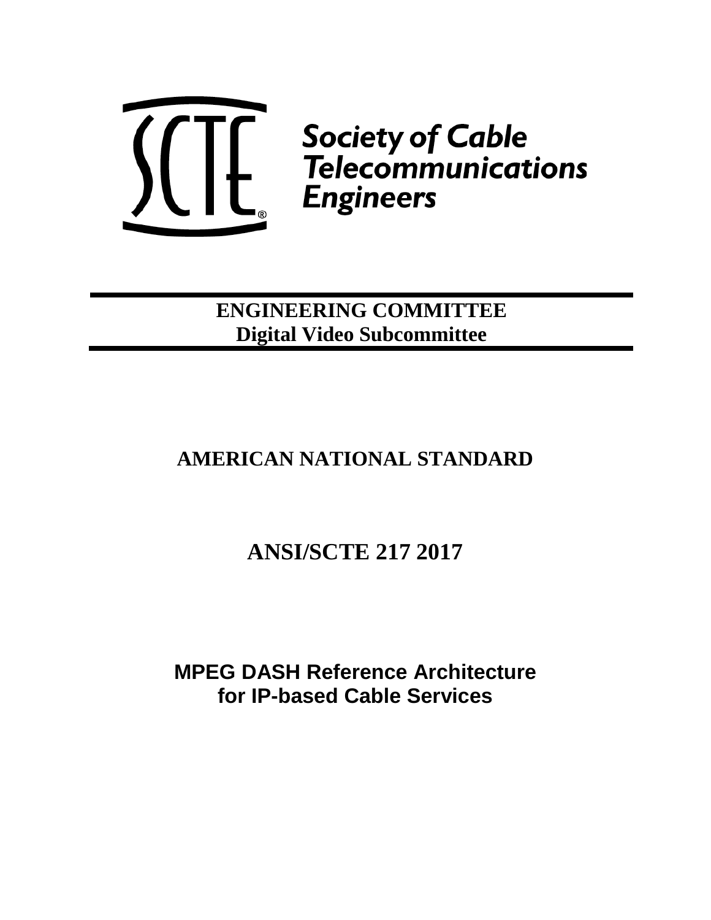**Society of Cable Telecommunications Engineers**

**ENGINEERING COMMITTEE**
**Digital Video Subcommittee**

# AMERICAN NATIONAL STANDARD

# ANSI/SCTE 217 2017

# MPEG DASH Reference Architecture for IP-based Cable Services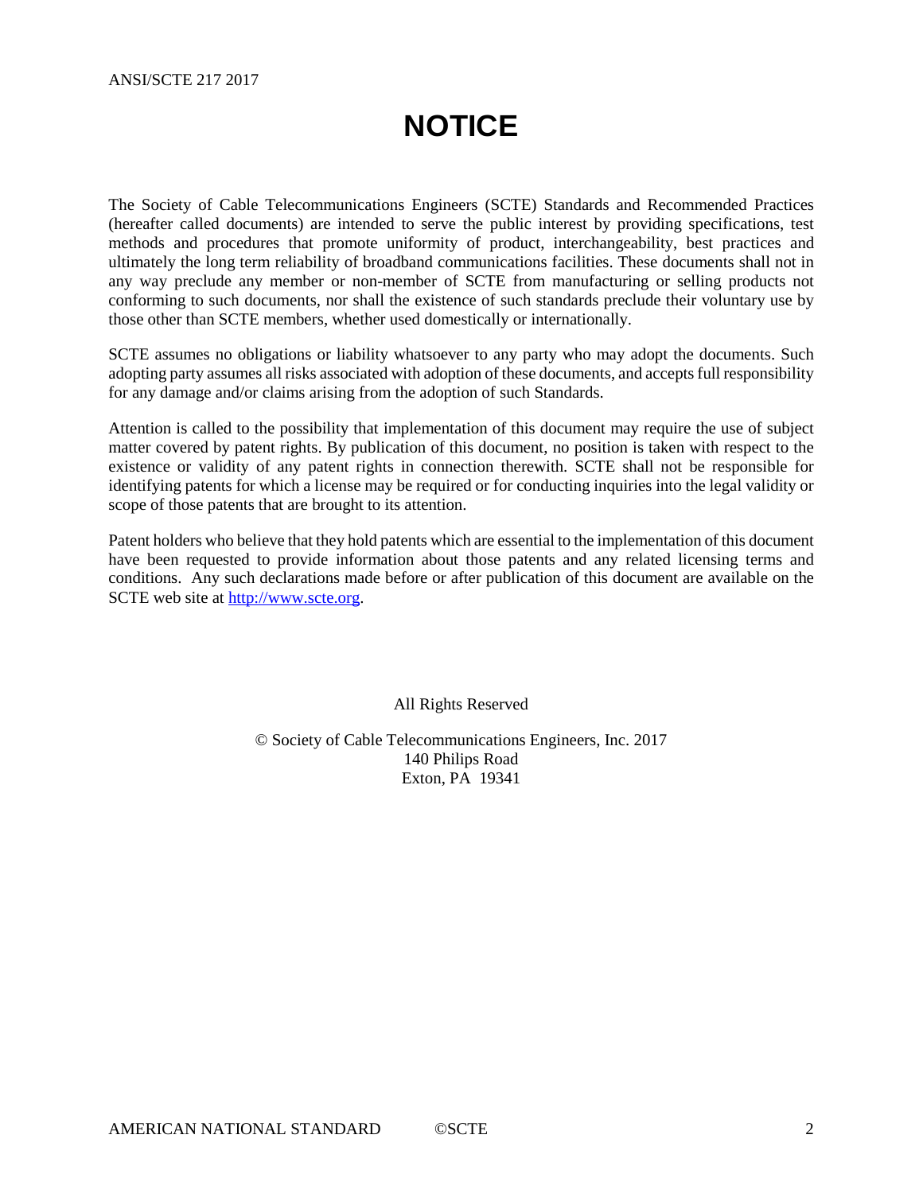# NOTICE

The Society of Cable Telecommunications Engineers (SCTE) Standards and Recommended Practices (hereafter called documents) are intended to serve the public interest by providing specifications, test methods and procedures that promote uniformity of product, interchangeability, best practices and ultimately the long term reliability of broadband communications facilities. These documents shall not in any way preclude any member or non-member of SCTE from manufacturing or selling products not conforming to such documents, nor shall the existence of such standards preclude their voluntary use by those other than SCTE members, whether used domestically or internationally.

SCTE assumes no obligations or liability whatsoever to any party who may adopt the documents. Such adopting party assumes all risks associated with adoption of these documents, and accepts full responsibility for any damage and/or claims arising from the adoption of such Standards.

Attention is called to the possibility that implementation of this document may require the use of subject matter covered by patent rights. By publication of this document, no position is taken with respect to the existence or validity of any patent rights in connection therewith. SCTE shall not be responsible for identifying patents for which a license may be required or for conducting inquiries into the legal validity or scope of those patents that are brought to its attention.

Patent holders who believe that they hold patents which are essential to the implementation of this document have been requested to provide information about those patents and any related licensing terms and conditions. Any such declarations made before or after publication of this document are available on the SCTE web site at [http://www.scte.org](http://www.scte.org).

All Rights Reserved

© Society of Cable Telecommunications Engineers, Inc. 2017
140 Philips Road
Exton, PA 19341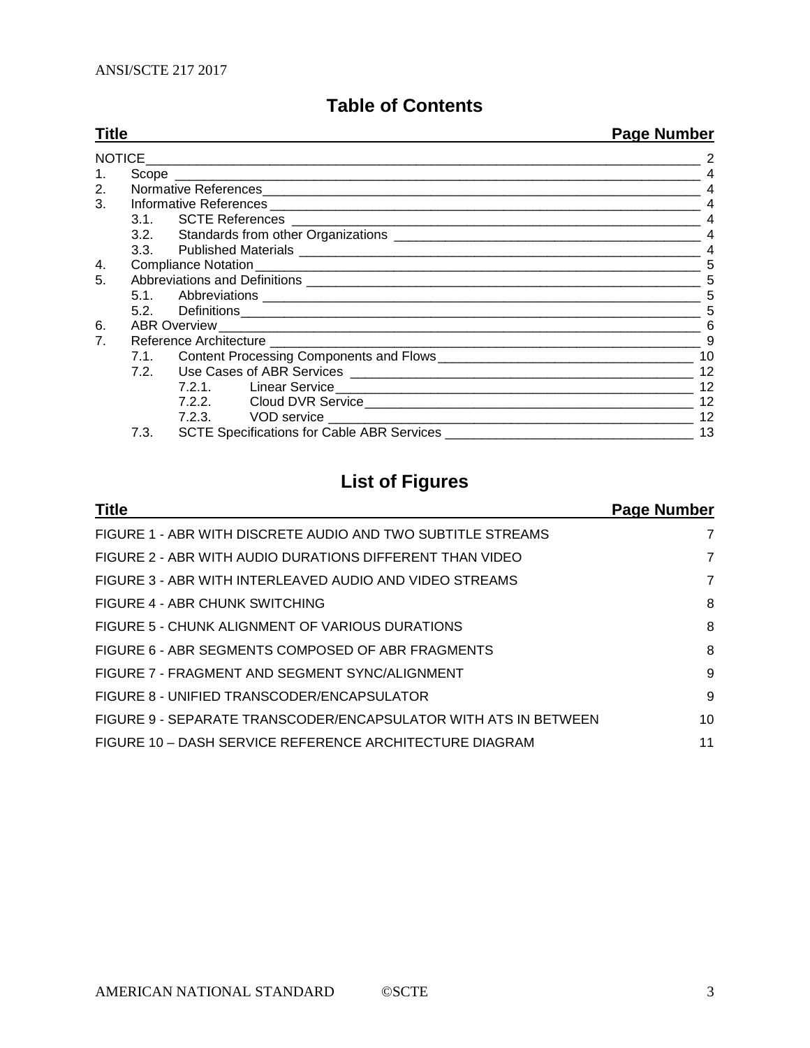## Table of Contents

| Title | Page Number |
|---|---|
| NOTICE | 2 |
| 1. Scope | 4 |
| 2. Normative References | 4 |
| 3. Informative References | 4 |
| 3.1. SCTE References | 4 |
| 3.2. Standards from other Organizations | 4 |
| 3.3. Published Materials | 4 |
| 4. Compliance Notation | 5 |
| 5. Abbreviations and Definitions | 5 |
| 5.1. Abbreviations | 5 |
| 5.2. Definitions | 5 |
| 6. ABR Overview | 6 |
| 7. Reference Architecture | 9 |
| 7.1. Content Processing Components and Flows | 10 |
| 7.2. Use Cases of ABR Services | 12 |
| 7.2.1. Linear Service | 12 |
| 7.2.2. Cloud DVR Service | 12 |
| 7.2.3. VOD service | 12 |
| 7.3. SCTE Specifications for Cable ABR Services | 13 |

## List of Figures

| Title | Page Number |
|---|---|
| FIGURE 1 - ABR WITH DISCRETE AUDIO AND TWO SUBTITLE STREAMS | 7 |
| FIGURE 2 - ABR WITH AUDIO DURATIONS DIFFERENT THAN VIDEO | 7 |
| FIGURE 3 - ABR WITH INTERLEAVED AUDIO AND VIDEO STREAMS | 7 |
| FIGURE 4 - ABR CHUNK SWITCHING | 8 |
| FIGURE 5 - CHUNK ALIGNMENT OF VARIOUS DURATIONS | 8 |
| FIGURE 6 - ABR SEGMENTS COMPOSED OF ABR FRAGMENTS | 8 |
| FIGURE 7 - FRAGMENT AND SEGMENT SYNC/ALIGNMENT | 9 |
| FIGURE 8 - UNIFIED TRANSCODER/ENCAPSULATOR | 9 |
| FIGURE 9 - SEPARATE TRANSCODER/ENCAPSULATOR WITH ATS IN BETWEEN | 10 |
| FIGURE 10 – DASH SERVICE REFERENCE ARCHITECTURE DIAGRAM | 11 |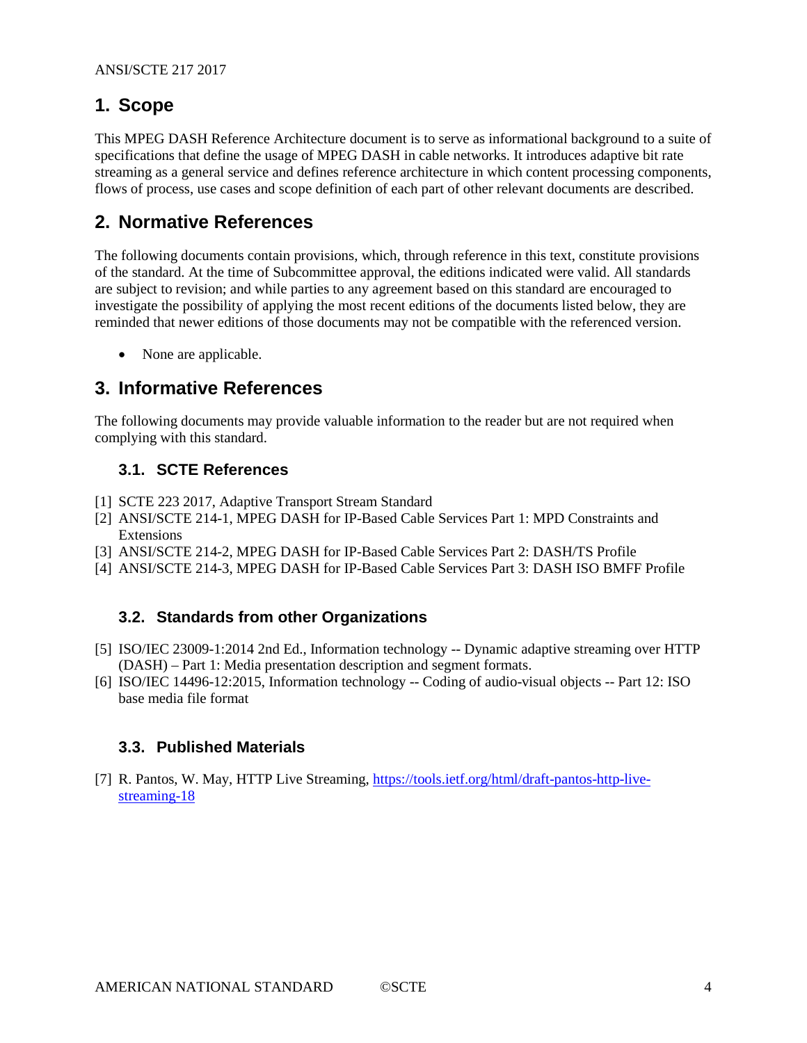# 1. Scope

This MPEG DASH Reference Architecture document is to serve as informational background to a suite of specifications that define the usage of MPEG DASH in cable networks. It introduces adaptive bit rate streaming as a general service and defines reference architecture in which content processing components, flows of process, use cases and scope definition of each part of other relevant documents are described.

# 2. Normative References

The following documents contain provisions, which, through reference in this text, constitute provisions of the standard. At the time of Subcommittee approval, the editions indicated were valid. All standards are subject to revision; and while parties to any agreement based on this standard are encouraged to investigate the possibility of applying the most recent editions of the documents listed below, they are reminded that newer editions of those documents may not be compatible with the referenced version.

- None are applicable.

# 3. Informative References

The following documents may provide valuable information to the reader but are not required when complying with this standard.

## 3.1. SCTE References

[1] SCTE 223 2017, Adaptive Transport Stream Standard
[2] ANSI/SCTE 214-1, MPEG DASH for IP-Based Cable Services Part 1: MPD Constraints and Extensions
[3] ANSI/SCTE 214-2, MPEG DASH for IP-Based Cable Services Part 2: DASH/TS Profile
[4] ANSI/SCTE 214-3, MPEG DASH for IP-Based Cable Services Part 3: DASH ISO BMFF Profile

## 3.2. Standards from other Organizations

[5] ISO/IEC 23009-1:2014 2nd Ed., Information technology -- Dynamic adaptive streaming over HTTP (DASH) – Part 1: Media presentation description and segment formats.
[6] ISO/IEC 14496-12:2015, Information technology -- Coding of audio-visual objects -- Part 12: ISO base media file format

## 3.3. Published Materials

[7] R. Pantos, W. May, HTTP Live Streaming, https://tools.ietf.org/html/draft-pantos-http-live-streaming-18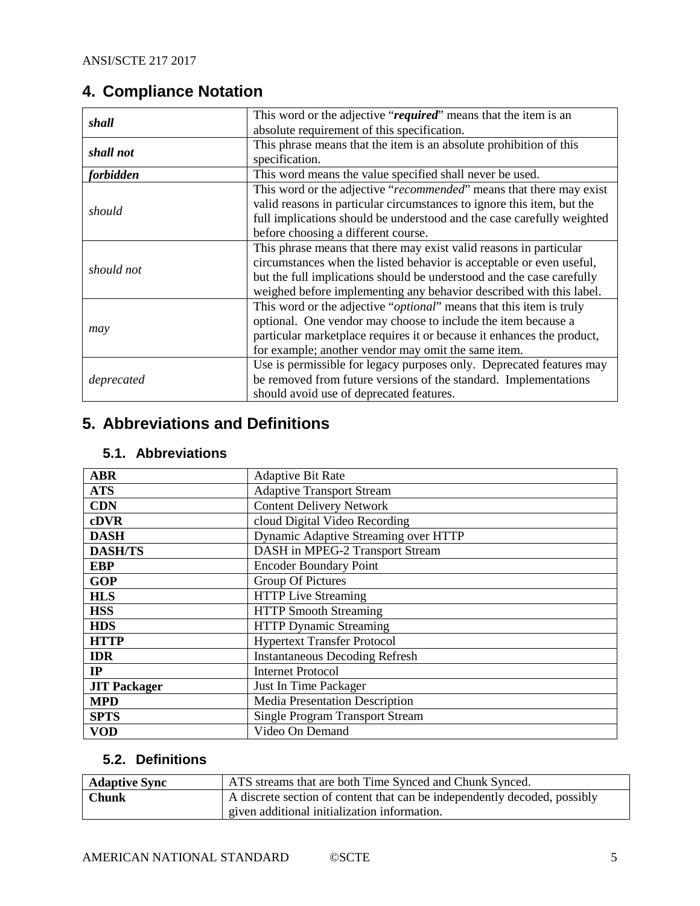## 4. Compliance Notation

| | |
|---|---|
| ***shall*** | This word or the adjective "***required***" means that the item is an absolute requirement of this specification. |
| ***shall not*** | This phrase means that the item is an absolute prohibition of this specification. |
| ***forbidden*** | This word means the value specified shall never be used. |
| *should* | This word or the adjective "*recommended*" means that there may exist valid reasons in particular circumstances to ignore this item, but the full implications should be understood and the case carefully weighted before choosing a different course. |
| *should not* | This phrase means that there may exist valid reasons in particular circumstances when the listed behavior is acceptable or even useful, but the full implications should be understood and the case carefully weighed before implementing any behavior described with this label. |
| *may* | This word or the adjective "*optional*" means that this item is truly optional. One vendor may choose to include the item because a particular marketplace requires it or because it enhances the product, for example; another vendor may omit the same item. |
| *deprecated* | Use is permissible for legacy purposes only. Deprecated features may be removed from future versions of the standard. Implementations should avoid use of deprecated features. |

## 5. Abbreviations and Definitions

### 5.1. Abbreviations

| | |
|---|---|
| **ABR** | Adaptive Bit Rate |
| **ATS** | Adaptive Transport Stream |
| **CDN** | Content Delivery Network |
| **cDVR** | cloud Digital Video Recording |
| **DASH** | Dynamic Adaptive Streaming over HTTP |
| **DASH/TS** | DASH in MPEG-2 Transport Stream |
| **EBP** | Encoder Boundary Point |
| **GOP** | Group Of Pictures |
| **HLS** | HTTP Live Streaming |
| **HSS** | HTTP Smooth Streaming |
| **HDS** | HTTP Dynamic Streaming |
| **HTTP** | Hypertext Transfer Protocol |
| **IDR** | Instantaneous Decoding Refresh |
| **IP** | Internet Protocol |
| **JIT Packager** | Just In Time Packager |
| **MPD** | Media Presentation Description |
| **SPTS** | Single Program Transport Stream |
| **VOD** | Video On Demand |

### 5.2. Definitions

| | |
|---|---|
| **Adaptive Sync** | ATS streams that are both Time Synced and Chunk Synced. |
| **Chunk** | A discrete section of content that can be independently decoded, possibly given additional initialization information. |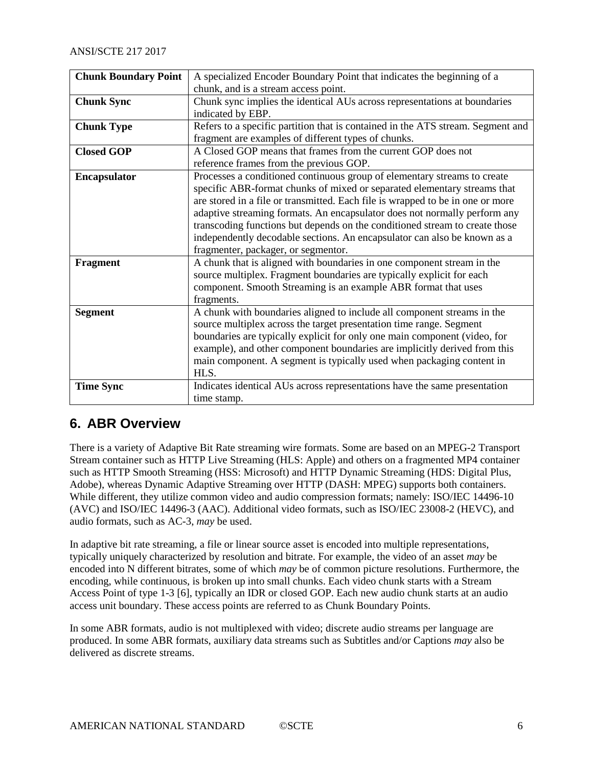| | |
|---|---|
| **Chunk Boundary Point** | A specialized Encoder Boundary Point that indicates the beginning of a chunk, and is a stream access point. |
| **Chunk Sync** | Chunk sync implies the identical AUs across representations at boundaries indicated by EBP. |
| **Chunk Type** | Refers to a specific partition that is contained in the ATS stream. Segment and fragment are examples of different types of chunks. |
| **Closed GOP** | A Closed GOP means that frames from the current GOP does not reference frames from the previous GOP. |
| **Encapsulator** | Processes a conditioned continuous group of elementary streams to create specific ABR-format chunks of mixed or separated elementary streams that are stored in a file or transmitted. Each file is wrapped to be in one or more adaptive streaming formats. An encapsulator does not normally perform any transcoding functions but depends on the conditioned stream to create those independently decodable sections. An encapsulator can also be known as a fragmenter, packager, or segmentor. |
| **Fragment** | A chunk that is aligned with boundaries in one component stream in the source multiplex. Fragment boundaries are typically explicit for each component. Smooth Streaming is an example ABR format that uses fragments. |
| **Segment** | A chunk with boundaries aligned to include all component streams in the source multiplex across the target presentation time range. Segment boundaries are typically explicit for only one main component (video, for example), and other component boundaries are implicitly derived from this main component. A segment is typically used when packaging content in HLS. |
| **Time Sync** | Indicates identical AUs across representations have the same presentation time stamp. |

# 6. ABR Overview

There is a variety of Adaptive Bit Rate streaming wire formats. Some are based on an MPEG-2 Transport Stream container such as HTTP Live Streaming (HLS: Apple) and others on a fragmented MP4 container such as HTTP Smooth Streaming (HSS: Microsoft) and HTTP Dynamic Streaming (HDS: Digital Plus, Adobe), whereas Dynamic Adaptive Streaming over HTTP (DASH: MPEG) supports both containers. While different, they utilize common video and audio compression formats; namely: ISO/IEC 14496-10 (AVC) and ISO/IEC 14496-3 (AAC). Additional video formats, such as ISO/IEC 23008-2 (HEVC), and audio formats, such as AC-3, *may* be used.

In adaptive bit rate streaming, a file or linear source asset is encoded into multiple representations, typically uniquely characterized by resolution and bitrate. For example, the video of an asset *may* be encoded into N different bitrates, some of which *may* be of common picture resolutions. Furthermore, the encoding, while continuous, is broken up into small chunks. Each video chunk starts with a Stream Access Point of type 1-3 [6], typically an IDR or closed GOP. Each new audio chunk starts at an audio access unit boundary. These access points are referred to as Chunk Boundary Points.

In some ABR formats, audio is not multiplexed with video; discrete audio streams per language are produced. In some ABR formats, auxiliary data streams such as Subtitles and/or Captions *may* also be delivered as discrete streams.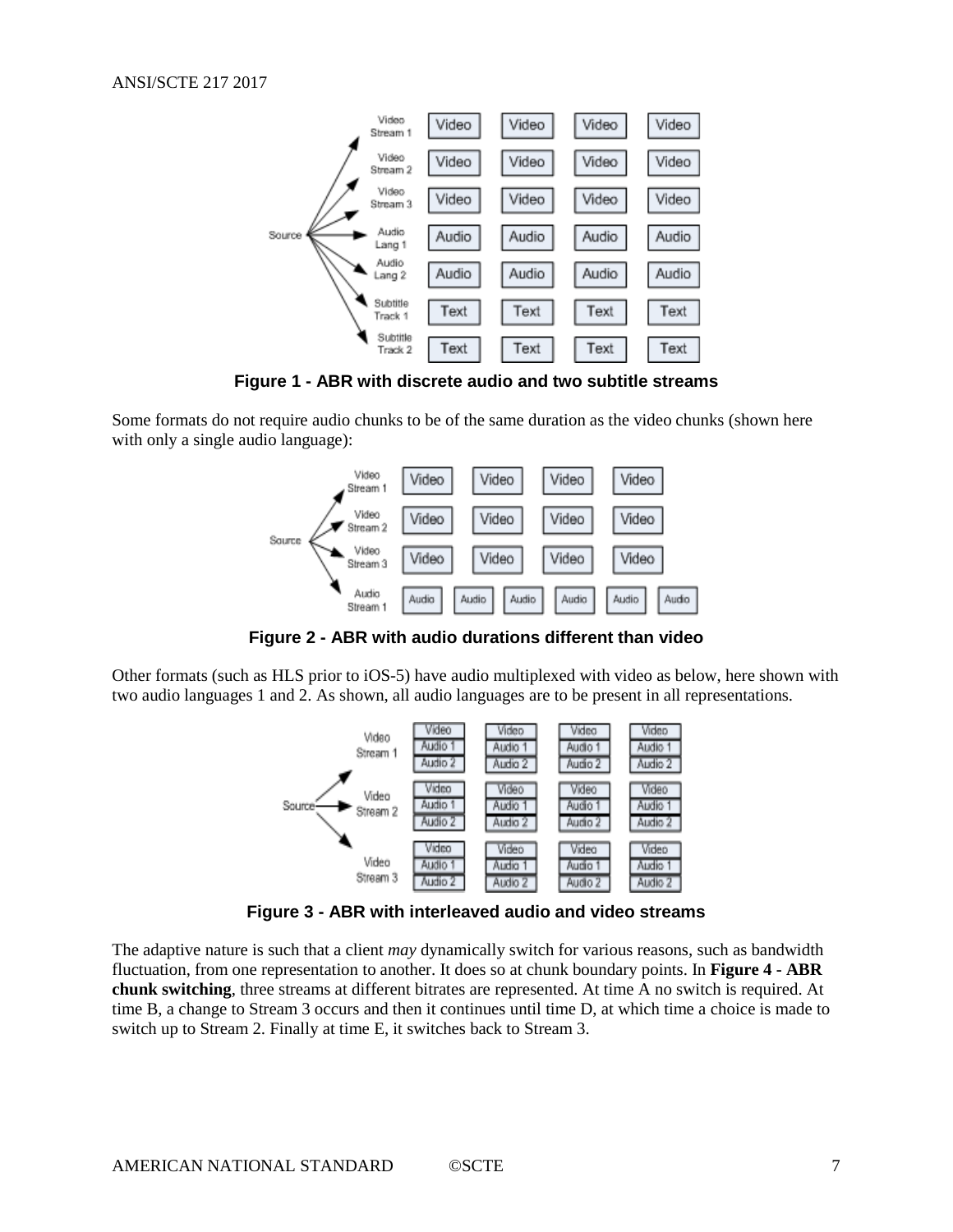**Figure 1 - ABR with discrete audio and two subtitle streams**

Some formats do not require audio chunks to be of the same duration as the video chunks (shown here with only a single audio language):

**Figure 2 - ABR with audio durations different than video**

Other formats (such as HLS prior to iOS-5) have audio multiplexed with video as below, here shown with two audio languages 1 and 2. As shown, all audio languages are to be present in all representations.

**Figure 3 - ABR with interleaved audio and video streams**

The adaptive nature is such that a client *may* dynamically switch for various reasons, such as bandwidth fluctuation, from one representation to another. It does so at chunk boundary points. In **Figure 4 - ABR chunk switching**, three streams at different bitrates are represented. At time A no switch is required. At time B, a change to Stream 3 occurs and then it continues until time D, at which time a choice is made to switch up to Stream 2. Finally at time E, it switches back to Stream 3.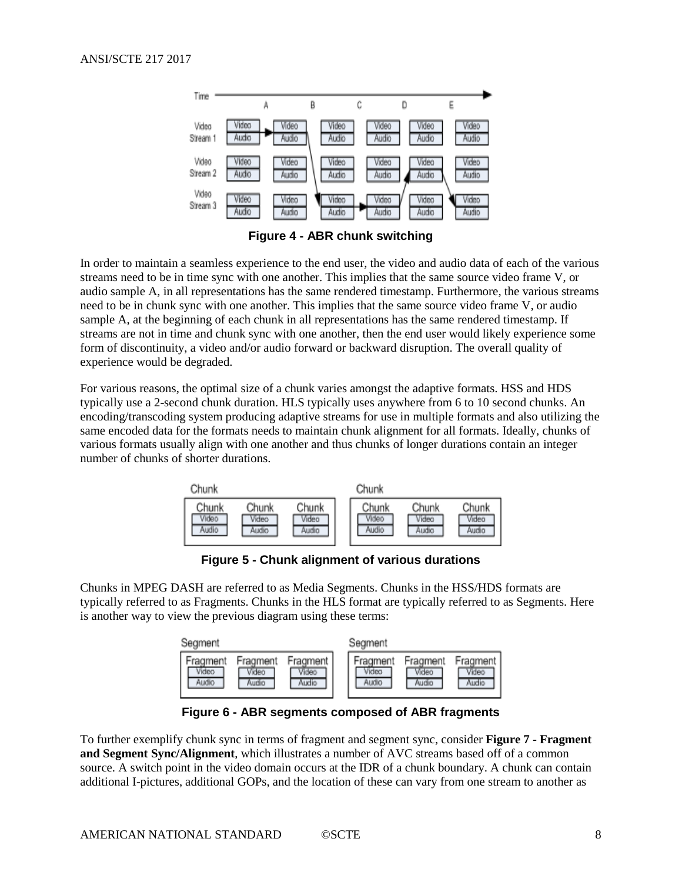**Figure 4 - ABR chunk switching**

In order to maintain a seamless experience to the end user, the video and audio data of each of the various streams need to be in time sync with one another. This implies that the same source video frame V, or audio sample A, in all representations has the same rendered timestamp. Furthermore, the various streams need to be in chunk sync with one another. This implies that the same source video frame V, or audio sample A, at the beginning of each chunk in all representations has the same rendered timestamp. If streams are not in time and chunk sync with one another, then the end user would likely experience some form of discontinuity, a video and/or audio forward or backward disruption. The overall quality of experience would be degraded.

For various reasons, the optimal size of a chunk varies amongst the adaptive formats. HSS and HDS typically use a 2-second chunk duration. HLS typically uses anywhere from 6 to 10 second chunks. An encoding/transcoding system producing adaptive streams for use in multiple formats and also utilizing the same encoded data for the formats needs to maintain chunk alignment for all formats. Ideally, chunks of various formats usually align with one another and thus chunks of longer durations contain an integer number of chunks of shorter durations.

**Figure 5 - Chunk alignment of various durations**

Chunks in MPEG DASH are referred to as Media Segments. Chunks in the HSS/HDS formats are typically referred to as Fragments. Chunks in the HLS format are typically referred to as Segments. Here is another way to view the previous diagram using these terms:

**Figure 6 - ABR segments composed of ABR fragments**

To further exemplify chunk sync in terms of fragment and segment sync, consider **Figure 7 - Fragment and Segment Sync/Alignment**, which illustrates a number of AVC streams based off of a common source. A switch point in the video domain occurs at the IDR of a chunk boundary. A chunk can contain additional I-pictures, additional GOPs, and the location of these can vary from one stream to another as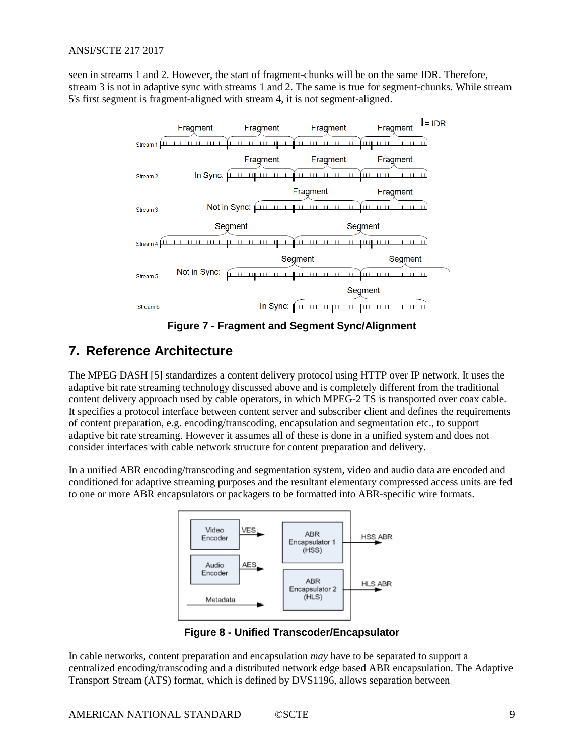seen in streams 1 and 2. However, the start of fragment-chunks will be on the same IDR. Therefore, stream 3 is not in adaptive sync with streams 1 and 2. The same is true for segment-chunks. While stream 5's first segment is fragment-aligned with stream 4, it is not segment-aligned.

**Figure 7 - Fragment and Segment Sync/Alignment**

## 7. Reference Architecture

The MPEG DASH [5] standardizes a content delivery protocol using HTTP over IP network. It uses the adaptive bit rate streaming technology discussed above and is completely different from the traditional content delivery approach used by cable operators, in which MPEG-2 TS is transported over coax cable. It specifies a protocol interface between content server and subscriber client and defines the requirements of content preparation, e.g. encoding/transcoding, encapsulation and segmentation etc., to support adaptive bit rate streaming. However it assumes all of these is done in a unified system and does not consider interfaces with cable network structure for content preparation and delivery.

In a unified ABR encoding/transcoding and segmentation system, video and audio data are encoded and conditioned for adaptive streaming purposes and the resultant elementary compressed access units are fed to one or more ABR encapsulators or packagers to be formatted into ABR-specific wire formats.

**Figure 8 - Unified Transcoder/Encapsulator**

In cable networks, content preparation and encapsulation *may* have to be separated to support a centralized encoding/transcoding and a distributed network edge based ABR encapsulation. The Adaptive Transport Stream (ATS) format, which is defined by DVS1196, allows separation between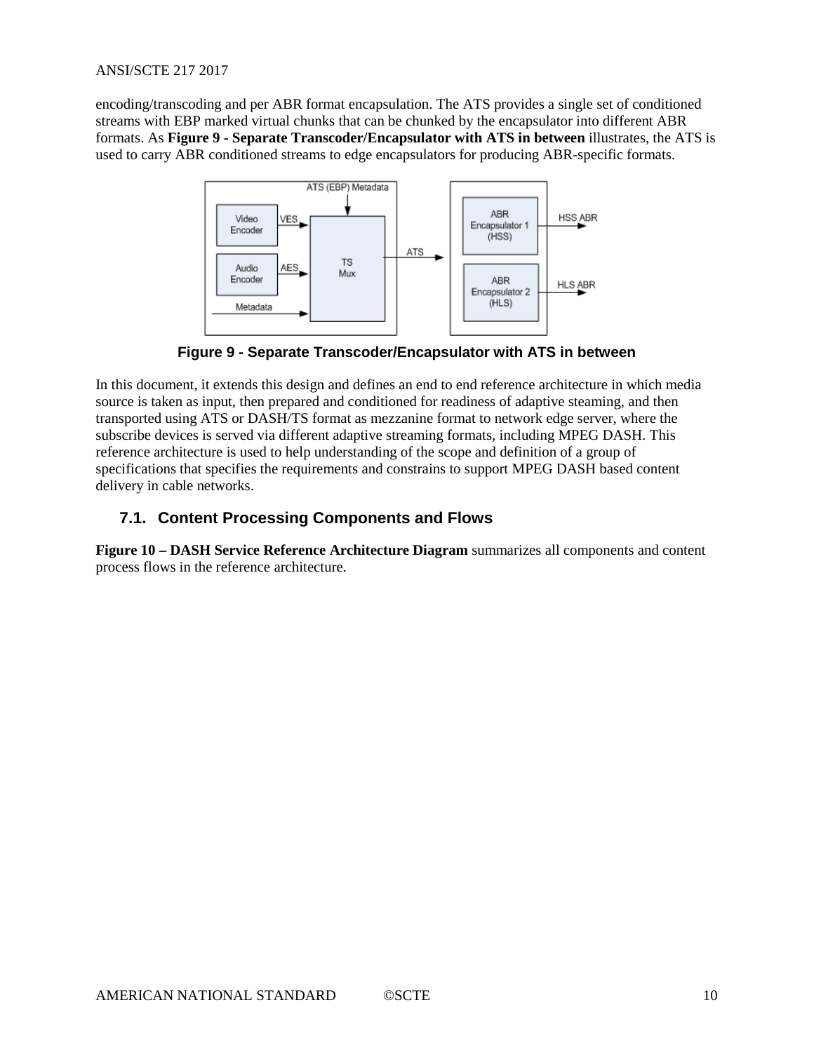encoding/transcoding and per ABR format encapsulation. The ATS provides a single set of conditioned streams with EBP marked virtual chunks that can be chunked by the encapsulator into different ABR formats. As **Figure 9 - Separate Transcoder/Encapsulator with ATS in between** illustrates, the ATS is used to carry ABR conditioned streams to edge encapsulators for producing ABR-specific formats.

**Figure 9 - Separate Transcoder/Encapsulator with ATS in between**

In this document, it extends this design and defines an end to end reference architecture in which media source is taken as input, then prepared and conditioned for readiness of adaptive steaming, and then transported using ATS or DASH/TS format as mezzanine format to network edge server, where the subscribe devices is served via different adaptive streaming formats, including MPEG DASH. This reference architecture is used to help understanding of the scope and definition of a group of specifications that specifies the requirements and constrains to support MPEG DASH based content delivery in cable networks.

## 7.1. Content Processing Components and Flows

**Figure 10 – DASH Service Reference Architecture Diagram** summarizes all components and content process flows in the reference architecture.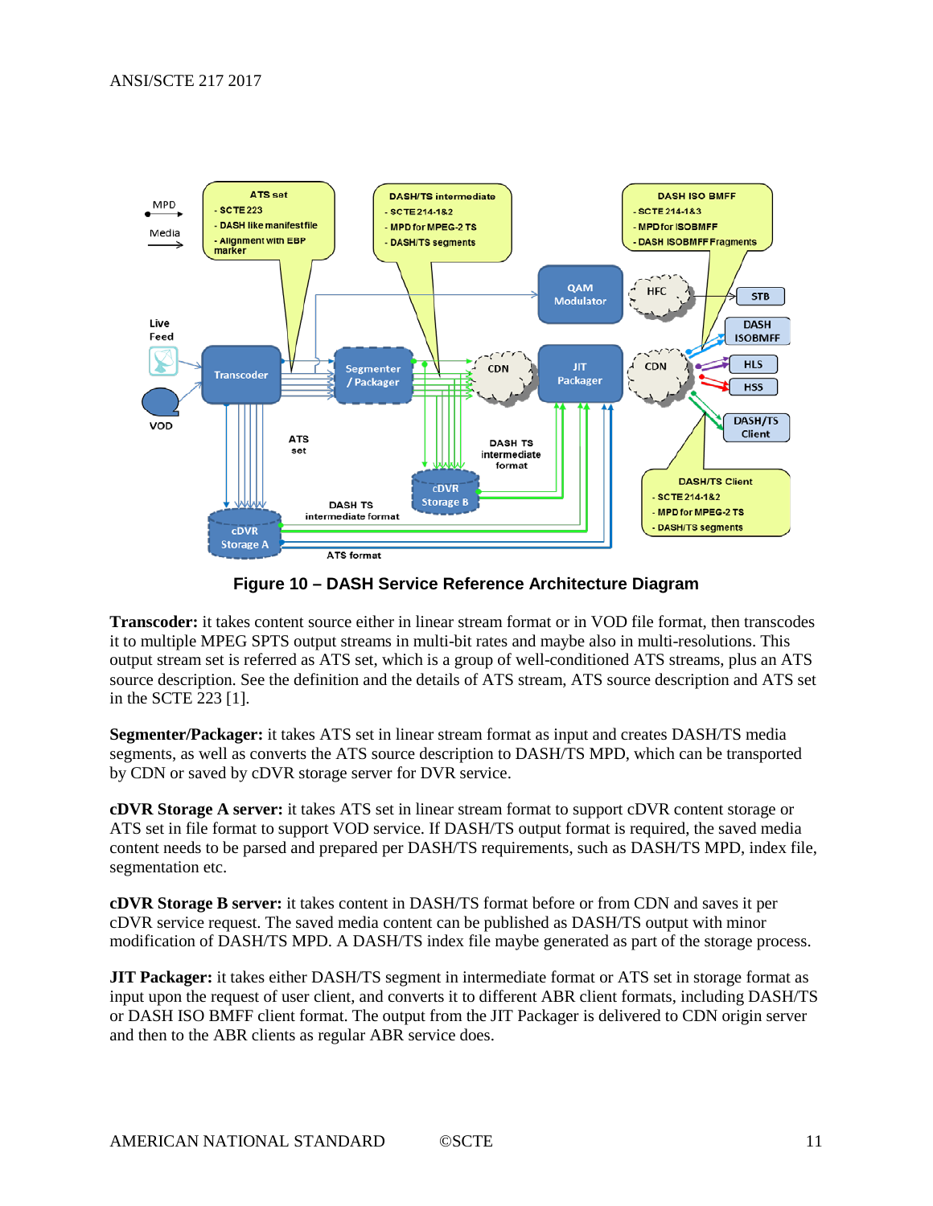**Figure 10 – DASH Service Reference Architecture Diagram**

**Transcoder:** it takes content source either in linear stream format or in VOD file format, then transcodes it to multiple MPEG SPTS output streams in multi-bit rates and maybe also in multi-resolutions. This output stream set is referred as ATS set, which is a group of well-conditioned ATS streams, plus an ATS source description. See the definition and the details of ATS stream, ATS source description and ATS set in the SCTE 223 [1].

**Segmenter/Packager:** it takes ATS set in linear stream format as input and creates DASH/TS media segments, as well as converts the ATS source description to DASH/TS MPD, which can be transported by CDN or saved by cDVR storage server for DVR service.

**cDVR Storage A server:** it takes ATS set in linear stream format to support cDVR content storage or ATS set in file format to support VOD service. If DASH/TS output format is required, the saved media content needs to be parsed and prepared per DASH/TS requirements, such as DASH/TS MPD, index file, segmentation etc.

**cDVR Storage B server:** it takes content in DASH/TS format before or from CDN and saves it per cDVR service request. The saved media content can be published as DASH/TS output with minor modification of DASH/TS MPD. A DASH/TS index file maybe generated as part of the storage process.

**JIT Packager:** it takes either DASH/TS segment in intermediate format or ATS set in storage format as input upon the request of user client, and converts it to different ABR client formats, including DASH/TS or DASH ISO BMFF client format. The output from the JIT Packager is delivered to CDN origin server and then to the ABR clients as regular ABR service does.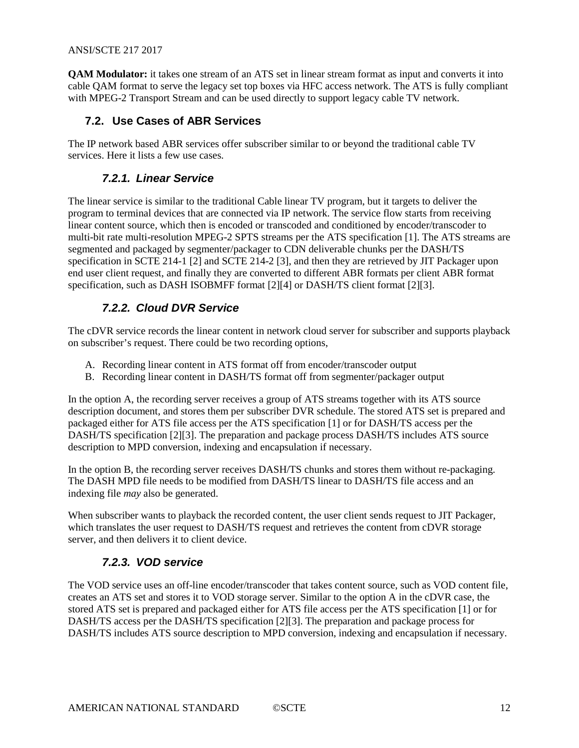**QAM Modulator:** it takes one stream of an ATS set in linear stream format as input and converts it into cable QAM format to serve the legacy set top boxes via HFC access network. The ATS is fully compliant with MPEG-2 Transport Stream and can be used directly to support legacy cable TV network.

## 7.2. Use Cases of ABR Services

The IP network based ABR services offer subscriber similar to or beyond the traditional cable TV services. Here it lists a few use cases.

### *7.2.1. Linear Service*

The linear service is similar to the traditional Cable linear TV program, but it targets to deliver the program to terminal devices that are connected via IP network. The service flow starts from receiving linear content source, which then is encoded or transcoded and conditioned by encoder/transcoder to multi-bit rate multi-resolution MPEG-2 SPTS streams per the ATS specification [1]. The ATS streams are segmented and packaged by segmenter/packager to CDN deliverable chunks per the DASH/TS specification in SCTE 214-1 [2] and SCTE 214-2 [3], and then they are retrieved by JIT Packager upon end user client request, and finally they are converted to different ABR formats per client ABR format specification, such as DASH ISOBMFF format [2][4] or DASH/TS client format [2][3].

### *7.2.2. Cloud DVR Service*

The cDVR service records the linear content in network cloud server for subscriber and supports playback on subscriber's request. There could be two recording options,

A. Recording linear content in ATS format off from encoder/transcoder output
B. Recording linear content in DASH/TS format off from segmenter/packager output

In the option A, the recording server receives a group of ATS streams together with its ATS source description document, and stores them per subscriber DVR schedule. The stored ATS set is prepared and packaged either for ATS file access per the ATS specification [1] or for DASH/TS access per the DASH/TS specification [2][3]. The preparation and package process DASH/TS includes ATS source description to MPD conversion, indexing and encapsulation if necessary.

In the option B, the recording server receives DASH/TS chunks and stores them without re-packaging. The DASH MPD file needs to be modified from DASH/TS linear to DASH/TS file access and an indexing file *may* also be generated.

When subscriber wants to playback the recorded content, the user client sends request to JIT Packager, which translates the user request to DASH/TS request and retrieves the content from cDVR storage server, and then delivers it to client device.

### *7.2.3. VOD service*

The VOD service uses an off-line encoder/transcoder that takes content source, such as VOD content file, creates an ATS set and stores it to VOD storage server. Similar to the option A in the cDVR case, the stored ATS set is prepared and packaged either for ATS file access per the ATS specification [1] or for DASH/TS access per the DASH/TS specification [2][3]. The preparation and package process for DASH/TS includes ATS source description to MPD conversion, indexing and encapsulation if necessary.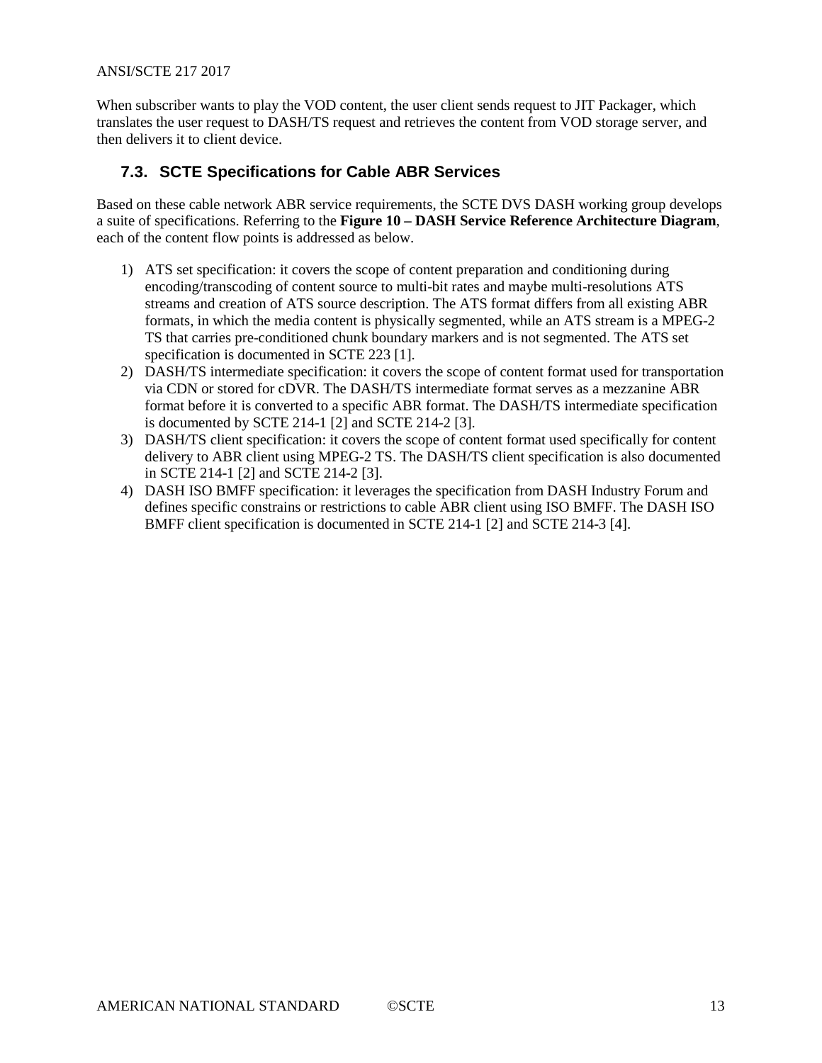When subscriber wants to play the VOD content, the user client sends request to JIT Packager, which translates the user request to DASH/TS request and retrieves the content from VOD storage server, and then delivers it to client device.

## 7.3. SCTE Specifications for Cable ABR Services

Based on these cable network ABR service requirements, the SCTE DVS DASH working group develops a suite of specifications. Referring to the **Figure 10 – DASH Service Reference Architecture Diagram**, each of the content flow points is addressed as below.

1) ATS set specification: it covers the scope of content preparation and conditioning during encoding/transcoding of content source to multi-bit rates and maybe multi-resolutions ATS streams and creation of ATS source description. The ATS format differs from all existing ABR formats, in which the media content is physically segmented, while an ATS stream is a MPEG-2 TS that carries pre-conditioned chunk boundary markers and is not segmented. The ATS set specification is documented in SCTE 223 [1].
2) DASH/TS intermediate specification: it covers the scope of content format used for transportation via CDN or stored for cDVR. The DASH/TS intermediate format serves as a mezzanine ABR format before it is converted to a specific ABR format. The DASH/TS intermediate specification is documented by SCTE 214-1 [2] and SCTE 214-2 [3].
3) DASH/TS client specification: it covers the scope of content format used specifically for content delivery to ABR client using MPEG-2 TS. The DASH/TS client specification is also documented in SCTE 214-1 [2] and SCTE 214-2 [3].
4) DASH ISO BMFF specification: it leverages the specification from DASH Industry Forum and defines specific constrains or restrictions to cable ABR client using ISO BMFF. The DASH ISO BMFF client specification is documented in SCTE 214-1 [2] and SCTE 214-3 [4].